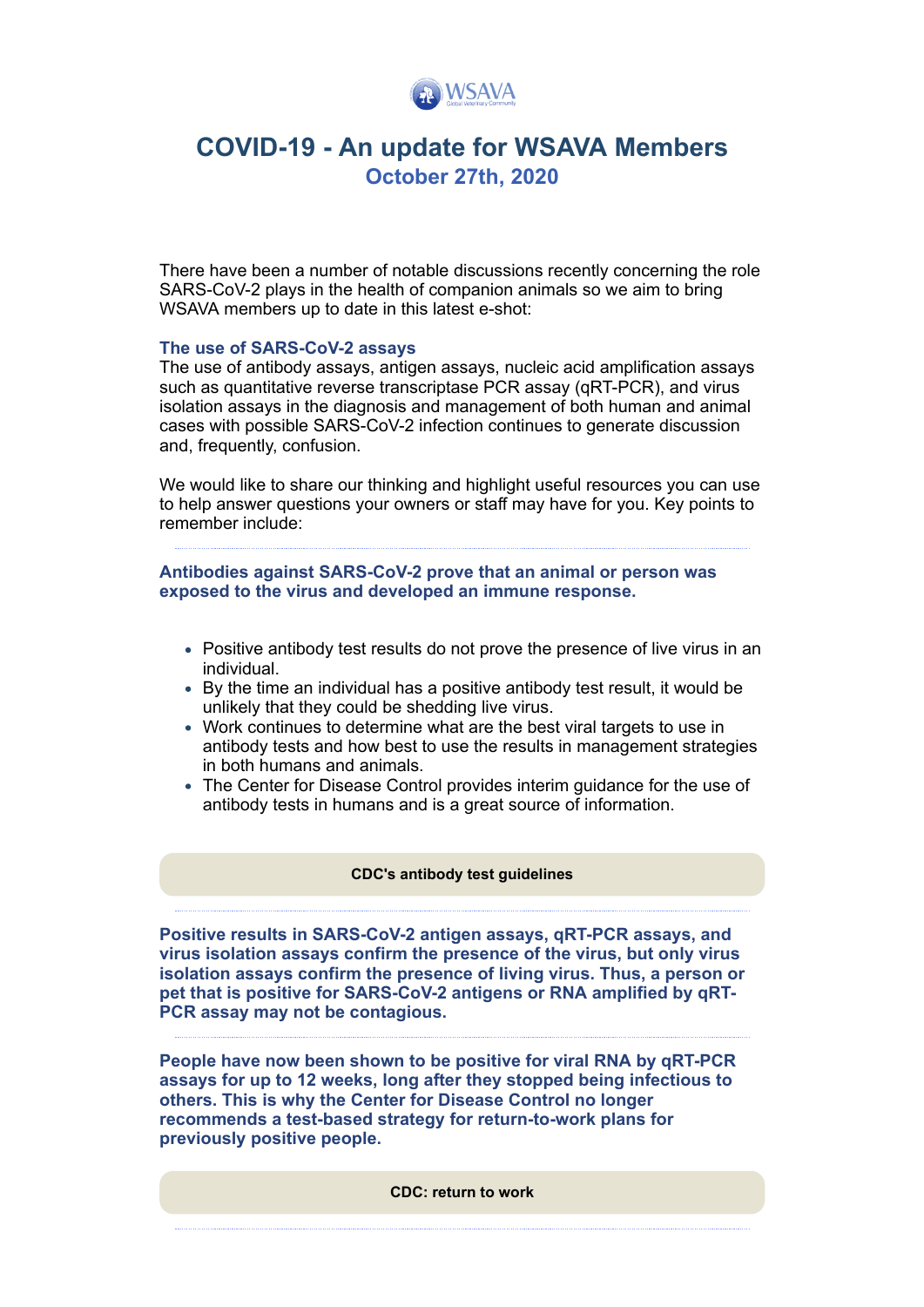WSAVA

Global Veterinary Community

# COVID-19 - An update for WSAVA Members

## October 27th, 2020

There have been a number of notable discussions recently concerning the role SARS-CoV-2 plays in the health of companion animals so we aim to bring WSAVA members up to date in this latest e-shot:

### The use of SARS-CoV-2 assays

The use of antibody assays, antigen assays, nucleic acid amplification assays such as quantitative reverse transcriptase PCR assay (qRT-PCR), and virus isolation assays in the diagnosis and management of both human and animal cases with possible SARS-CoV-2 infection continues to generate discussion and, frequently, confusion.

We would like to share our thinking and highlight useful resources you can use to help answer questions your owners or staff may have for you. Key points to remember include:

---

**Antibodies against SARS-CoV-2 prove that an animal or person was exposed to the virus and developed an immune response.**

- Positive antibody test results do not prove the presence of live virus in an individual.
- By the time an individual has a positive antibody test result, it would be unlikely that they could be shedding live virus.
- Work continues to determine what are the best viral targets to use in antibody tests and how best to use the results in management strategies in both humans and animals.
- The Center for Disease Control provides interim guidance for the use of antibody tests in humans and is a great source of information.

**CDC's antibody test guidelines**

---

**Positive results in SARS-CoV-2 antigen assays, qRT-PCR assays, and virus isolation assays confirm the presence of the virus, but only virus isolation assays confirm the presence of living virus. Thus, a person or pet that is positive for SARS-CoV-2 antigens or RNA amplified by qRT-PCR assay may not be contagious.**

---

**People have now been shown to be positive for viral RNA by qRT-PCR assays for up to 12 weeks, long after they stopped being infectious to others. This is why the Center for Disease Control no longer recommends a test-based strategy for return-to-work plans for previously positive people.**

**CDC: return to work**

---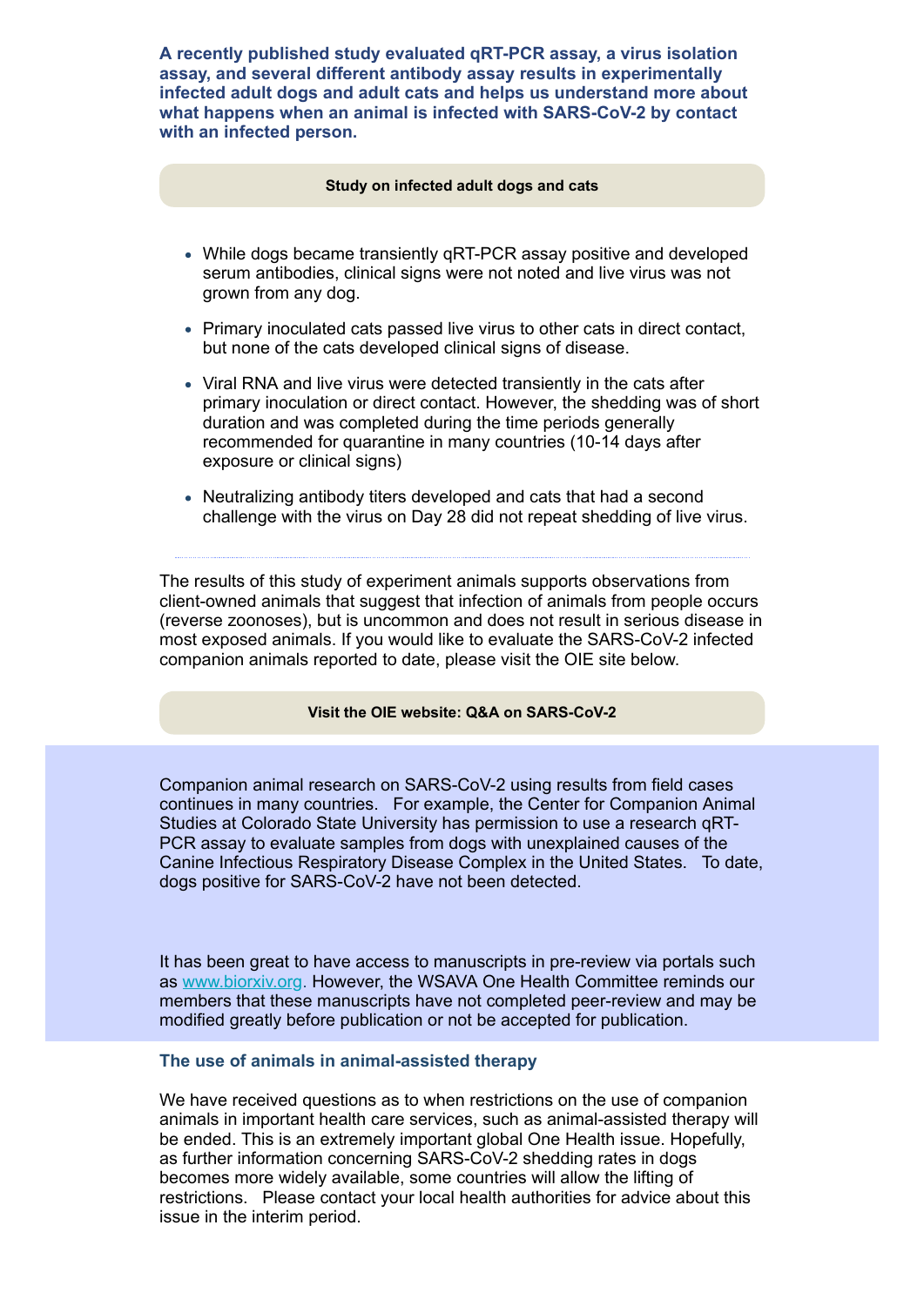**A recently published study evaluated qRT-PCR assay, a virus isolation assay, and several different antibody assay results in experimentally infected adult dogs and adult cats and helps us understand more about what happens when an animal is infected with SARS-CoV-2 by contact with an infected person.**

**Study on infected adult dogs and cats**

- While dogs became transiently qRT-PCR assay positive and developed serum antibodies, clinical signs were not noted and live virus was not grown from any dog.
- Primary inoculated cats passed live virus to other cats in direct contact, but none of the cats developed clinical signs of disease.
- Viral RNA and live virus were detected transiently in the cats after primary inoculation or direct contact. However, the shedding was of short duration and was completed during the time periods generally recommended for quarantine in many countries (10-14 days after exposure or clinical signs)
- Neutralizing antibody titers developed and cats that had a second challenge with the virus on Day 28 did not repeat shedding of live virus.

---

The results of this study of experiment animals supports observations from client-owned animals that suggest that infection of animals from people occurs (reverse zoonoses), but is uncommon and does not result in serious disease in most exposed animals. If you would like to evaluate the SARS-CoV-2 infected companion animals reported to date, please visit the OIE site below.

**Visit the OIE website: Q&A on SARS-CoV-2**

Companion animal research on SARS-CoV-2 using results from field cases continues in many countries. For example, the Center for Companion Animal Studies at Colorado State University has permission to use a research qRT-PCR assay to evaluate samples from dogs with unexplained causes of the Canine Infectious Respiratory Disease Complex in the United States. To date, dogs positive for SARS-CoV-2 have not been detected.

It has been great to have access to manuscripts in pre-review via portals such as www.biorxiv.org. However, the WSAVA One Health Committee reminds our members that these manuscripts have not completed peer-review and may be modified greatly before publication or not be accepted for publication.

### The use of animals in animal-assisted therapy

We have received questions as to when restrictions on the use of companion animals in important health care services, such as animal-assisted therapy will be ended. This is an extremely important global One Health issue. Hopefully, as further information concerning SARS-CoV-2 shedding rates in dogs becomes more widely available, some countries will allow the lifting of restrictions. Please contact your local health authorities for advice about this issue in the interim period.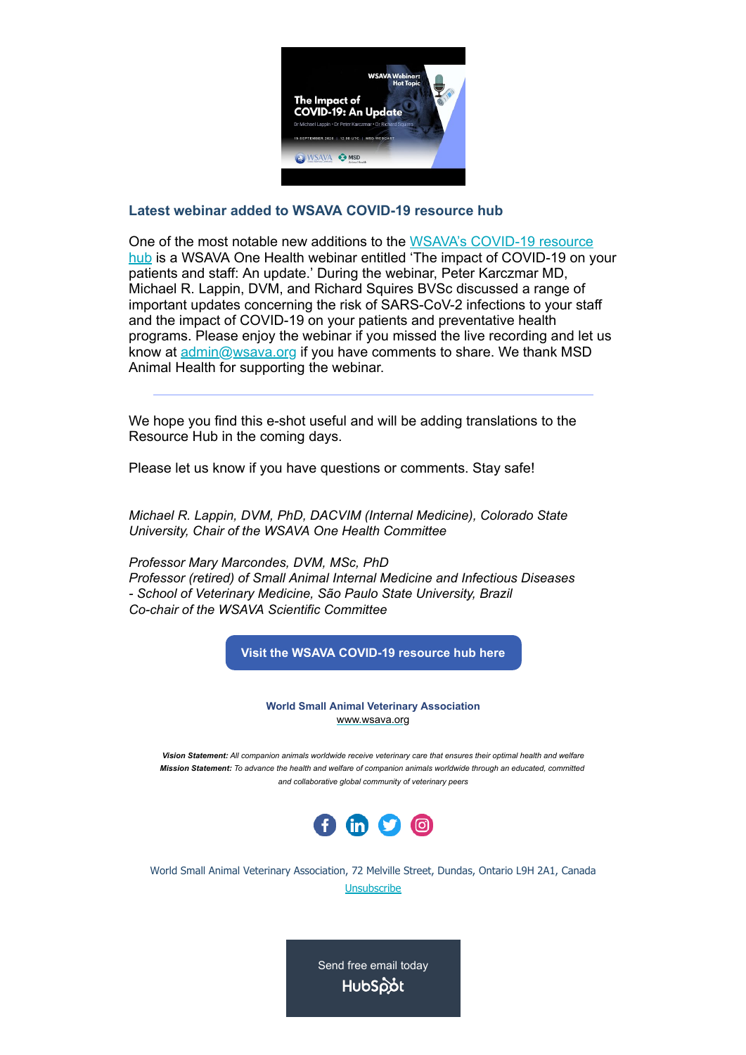### Latest webinar added to WSAVA COVID-19 resource hub

One of the most notable new additions to the WSAVA's COVID-19 resource hub is a WSAVA One Health webinar entitled 'The impact of COVID-19 on your patients and staff: An update.' During the webinar, Peter Karczmar MD, Michael R. Lappin, DVM, and Richard Squires BVSc discussed a range of important updates concerning the risk of SARS-CoV-2 infections to your staff and the impact of COVID-19 on your patients and preventative health programs. Please enjoy the webinar if you missed the live recording and let us know at admin@wsava.org if you have comments to share. We thank MSD Animal Health for supporting the webinar.

---

We hope you find this e-shot useful and will be adding translations to the Resource Hub in the coming days.

Please let us know if you have questions or comments. Stay safe!

*Michael R. Lappin, DVM, PhD, DACVIM (Internal Medicine), Colorado State University, Chair of the WSAVA One Health Committee*

*Professor Mary Marcondes, DVM, MSc, PhD*
*Professor (retired) of Small Animal Internal Medicine and Infectious Diseases - School of Veterinary Medicine, São Paulo State University, Brazil*
*Co-chair of the WSAVA Scientific Committee*

**Visit the WSAVA COVID-19 resource hub here**

**World Small Animal Veterinary Association**
www.wsava.org

***Vision Statement:*** *All companion animals worldwide receive veterinary care that ensures their optimal health and welfare*
***Mission Statement:*** *To advance the health and welfare of companion animals worldwide through an educated, committed and collaborative global community of veterinary peers*

World Small Animal Veterinary Association, 72 Melville Street, Dundas, Ontario L9H 2A1, Canada
Unsubscribe

Send free email today
HubSpot